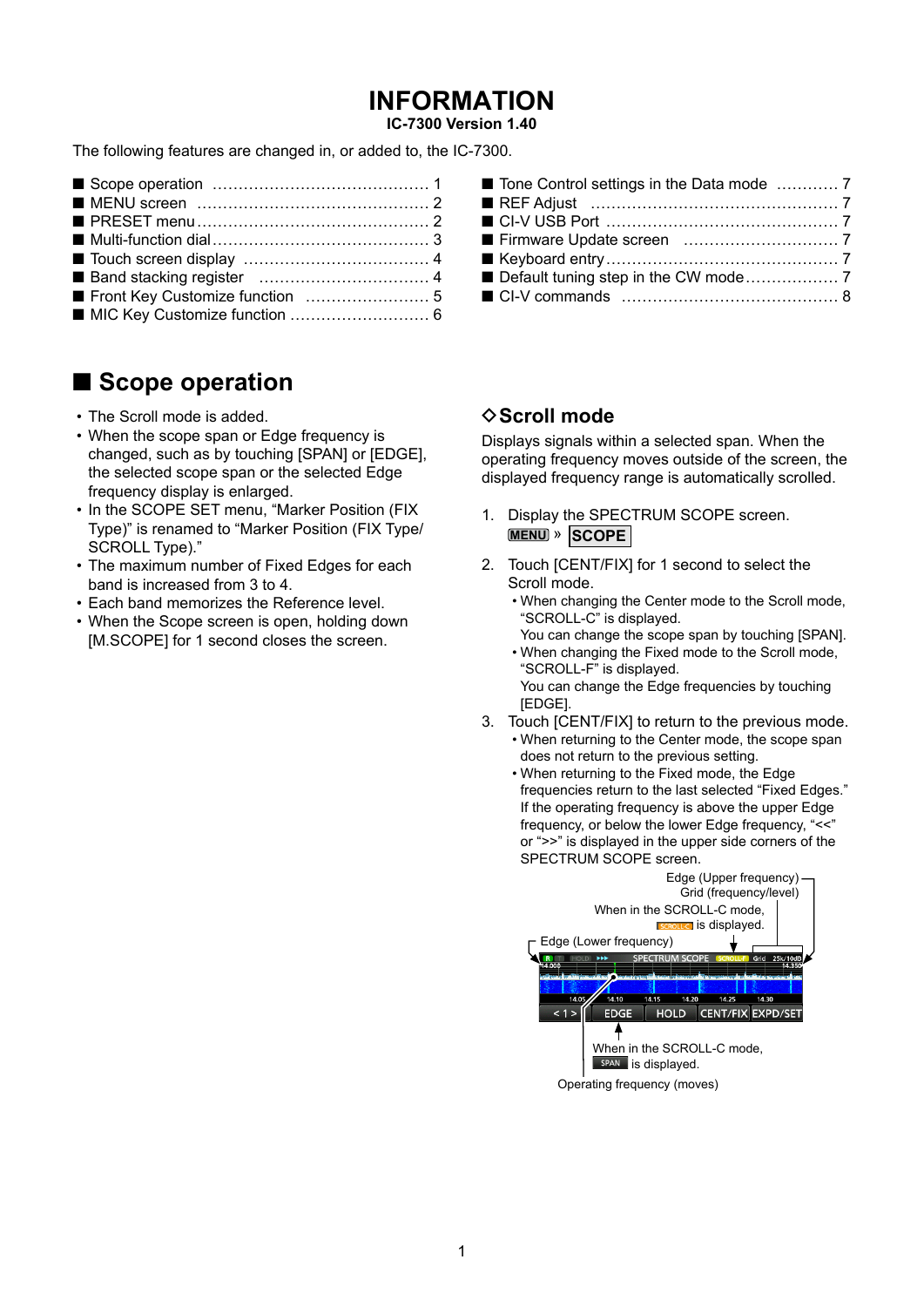# INFORMATION

**IC-7300 Version 1.40**

The following features are changed in, or added to, the IC-7300.

- Scope operation ........................................ 1
- MENU screen ........................................... 2
- PRESET menu ........................................... 2
- Multi-function dial .................................... 3
- Touch screen display ................................. 4
- Band stacking register ............................... 4
- Front Key Customize function ...................... 5
- MIC Key Customize function ........................ 6
- Tone Control settings in the Data mode ............ 7
- REF Adjust ............................................... 7
- CI-V USB Port ........................................... 7
- Firmware Update screen ............................... 7
- Keyboard entry .......................................... 7
- Default tuning step in the CW mode .................. 7
- CI-V commands ........................................... 8

## Scope operation

- The Scroll mode is added.
- When the scope span or Edge frequency is changed, such as by touching [SPAN] or [EDGE], the selected scope span or the selected Edge frequency display is enlarged.
- In the SCOPE SET menu, “Marker Position (FIX Type)” is renamed to “Marker Position (FIX Type/ SCROLL Type).”
- The maximum number of Fixed Edges for each band is increased from 3 to 4.
- Each band memorizes the Reference level.
- When the Scope screen is open, holding down [M.SCOPE] for 1 second closes the screen.

### ◇Scroll mode

Displays signals within a selected span. When the operating frequency moves outside of the screen, the displayed frequency range is automatically scrolled.

1. Display the SPECTRUM SCOPE screen.
   MENU » SCOPE
2. Touch [CENT/FIX] for 1 second to select the Scroll mode.
   - When changing the Center mode to the Scroll mode, “SCROLL-C” is displayed.
     You can change the scope span by touching [SPAN].
   - When changing the Fixed mode to the Scroll mode, “SCROLL-F” is displayed.
     You can change the Edge frequencies by touching [EDGE].
3. Touch [CENT/FIX] to return to the previous mode.
   - When returning to the Center mode, the scope span does not return to the previous setting.
   - When returning to the Fixed mode, the Edge frequencies return to the last selected “Fixed Edges.” If the operating frequency is above the upper Edge frequency, or below the lower Edge frequency, “<<” or “>>” is displayed in the upper side corners of the SPECTRUM SCOPE screen.

Edge (Upper frequency)
Grid (frequency/level)
When in the SCROLL-C mode, SCROLL-C is displayed.
Edge (Lower frequency)
When in the SCROLL-C mode, SPAN is displayed.
Operating frequency (moves)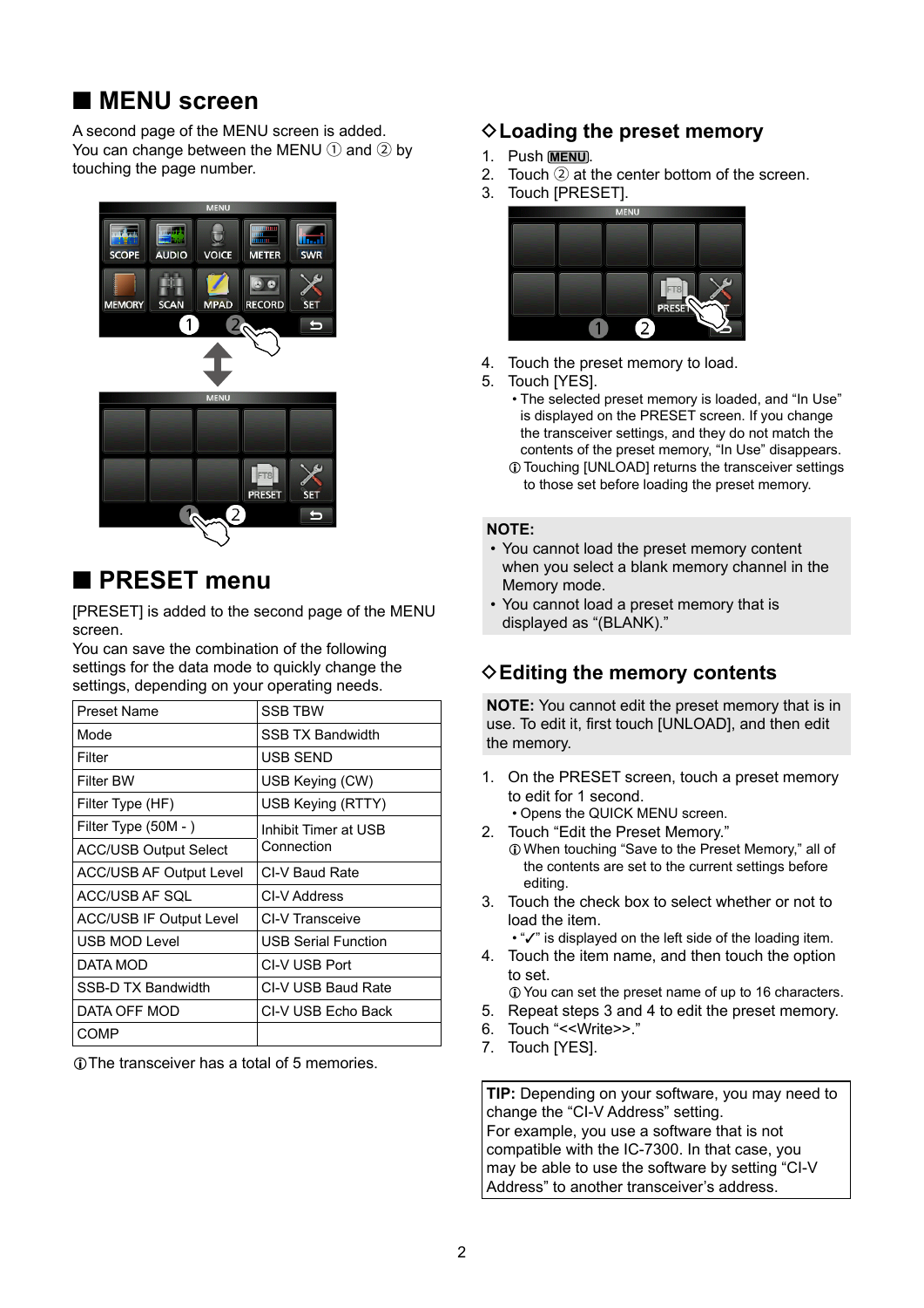## ■ MENU screen

A second page of the MENU screen is added.
You can change between the MENU ① and ② by touching the page number.

## ■ PRESET menu

[PRESET] is added to the second page of the MENU screen.
You can save the combination of the following settings for the data mode to quickly change the settings, depending on your operating needs.

| Preset Name | SSB TBW |
|---|---|
| Mode | SSB TX Bandwidth |
| Filter | USB SEND |
| Filter BW | USB Keying (CW) |
| Filter Type (HF) | USB Keying (RTTY) |
| Filter Type (50M - ) | Inhibit Timer at USB Connection |
| ACC/USB Output Select | |
| ACC/USB AF Output Level | CI-V Baud Rate |
| ACC/USB AF SQL | CI-V Address |
| ACC/USB IF Output Level | CI-V Transceive |
| USB MOD Level | USB Serial Function |
| DATA MOD | CI-V USB Port |
| SSB-D TX Bandwidth | CI-V USB Baud Rate |
| DATA OFF MOD | CI-V USB Echo Back |
| COMP | |

ⓘThe transceiver has a total of 5 memories.

### ◇Loading the preset memory

1. Push MENU.
2. Touch ② at the center bottom of the screen.
3. Touch [PRESET].
4. Touch the preset memory to load.
5. Touch [YES].
   - The selected preset memory is loaded, and "In Use" is displayed on the PRESET screen. If you change the transceiver settings, and they do not match the contents of the preset memory, "In Use" disappears.
   
   ⓘTouching [UNLOAD] returns the transceiver settings to those set before loading the preset memory.

**NOTE:**
- You cannot load the preset memory content when you select a blank memory channel in the Memory mode.
- You cannot load a preset memory that is displayed as "(BLANK)."

### ◇Editing the memory contents

**NOTE:** You cannot edit the preset memory that is in use. To edit it, first touch [UNLOAD], and then edit the memory.

1. On the PRESET screen, touch a preset memory to edit for 1 second.
   - Opens the QUICK MENU screen.
2. Touch "Edit the Preset Memory."
   
   ⓘWhen touching "Save to the Preset Memory," all of the contents are set to the current settings before editing.
3. Touch the check box to select whether or not to load the item.
   - "✓" is displayed on the left side of the loading item.
4. Touch the item name, and then touch the option to set.
   
   ⓘYou can set the preset name of up to 16 characters.
5. Repeat steps 3 and 4 to edit the preset memory.
6. Touch "<<Write>>."
7. Touch [YES].

**TIP:** Depending on your software, you may need to change the "CI-V Address" setting.
For example, you use a software that is not compatible with the IC-7300. In that case, you may be able to use the software by setting "CI-V Address" to another transceiver's address.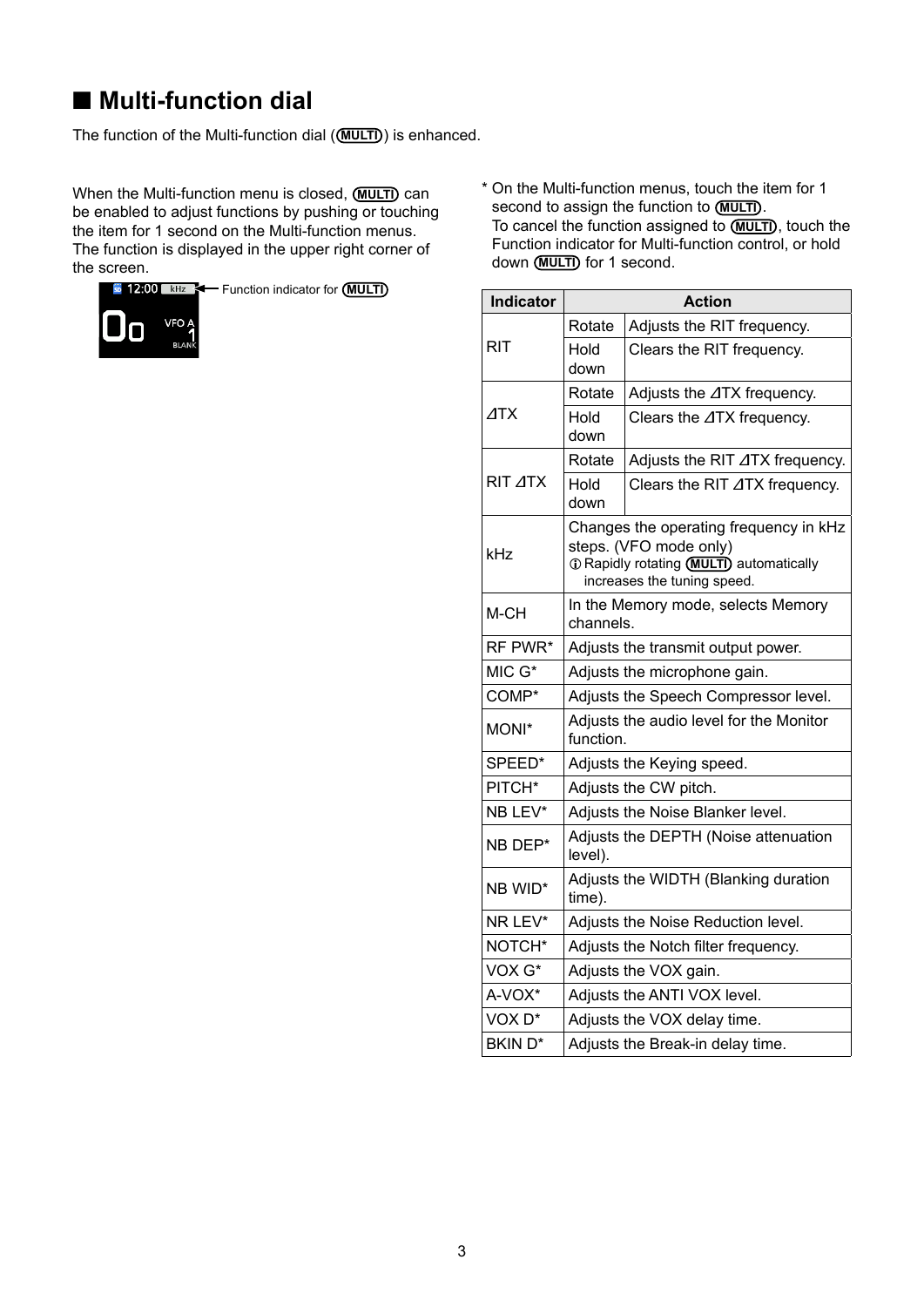## ■ Multi-function dial

The function of the Multi-function dial (MULTI) is enhanced.

When the Multi-function menu is closed, MULTI can be enabled to adjust functions by pushing or touching the item for 1 second on the Multi-function menus. The function is displayed in the upper right corner of the screen.

Function indicator for MULTI

\* On the Multi-function menus, touch the item for 1 second to assign the function to MULTI.
To cancel the function assigned to MULTI, touch the Function indicator for Multi-function control, or hold down MULTI for 1 second.

| Indicator | Action | |
|---|---|---|
| RIT | Rotate | Adjusts the RIT frequency. |
| | Hold down | Clears the RIT frequency. |
| ⊿TX | Rotate | Adjusts the ⊿TX frequency. |
| | Hold down | Clears the ⊿TX frequency. |
| RIT ⊿TX | Rotate | Adjusts the RIT ⊿TX frequency. |
| | Hold down | Clears the RIT ⊿TX frequency. |
| kHz | Changes the operating frequency in kHz steps. (VFO mode only) ⓘ Rapidly rotating MULTI automatically increases the tuning speed. | |
| M-CH | In the Memory mode, selects Memory channels. | |
| RF PWR* | Adjusts the transmit output power. | |
| MIC G* | Adjusts the microphone gain. | |
| COMP* | Adjusts the Speech Compressor level. | |
| MONI* | Adjusts the audio level for the Monitor function. | |
| SPEED* | Adjusts the Keying speed. | |
| PITCH* | Adjusts the CW pitch. | |
| NB LEV* | Adjusts the Noise Blanker level. | |
| NB DEP* | Adjusts the DEPTH (Noise attenuation level). | |
| NB WID* | Adjusts the WIDTH (Blanking duration time). | |
| NR LEV* | Adjusts the Noise Reduction level. | |
| NOTCH* | Adjusts the Notch filter frequency. | |
| VOX G* | Adjusts the VOX gain. | |
| A-VOX* | Adjusts the ANTI VOX level. | |
| VOX D* | Adjusts the VOX delay time. | |
| BKIN D* | Adjusts the Break-in delay time. | |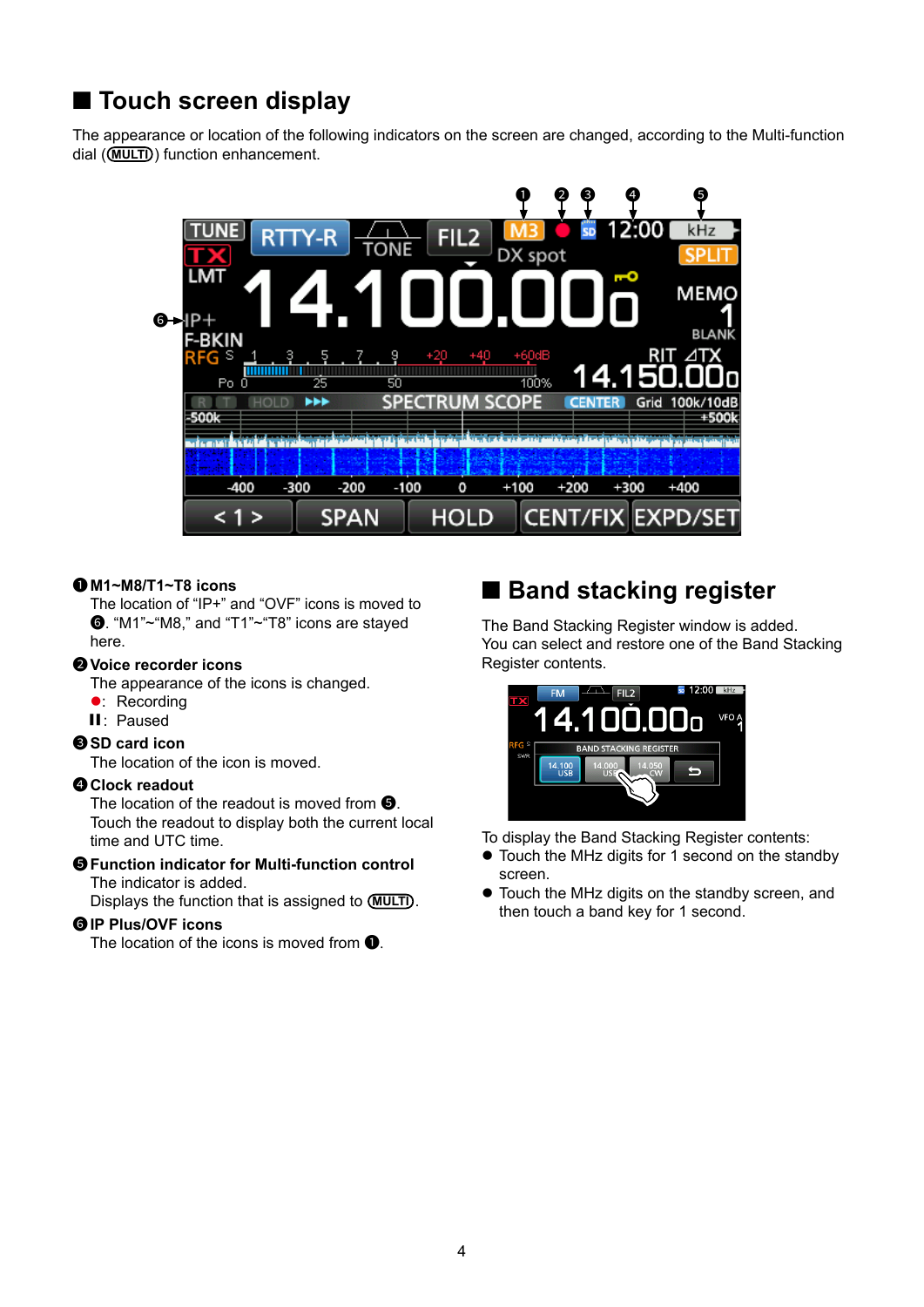## ■ Touch screen display

The appearance or location of the following indicators on the screen are changed, according to the Multi-function dial (MULTI) function enhancement.

**❶ M1~M8/T1~T8 icons**
The location of "IP+" and "OVF" icons is moved to ❻. "M1"~"M8," and "T1"~"T8" icons are stayed here.

**❷ Voice recorder icons**
The appearance of the icons is changed.
●: Recording
❚❚: Paused

**❸ SD card icon**
The location of the icon is moved.

**❹ Clock readout**
The location of the readout is moved from ❺.
Touch the readout to display both the current local time and UTC time.

**❺ Function indicator for Multi-function control**
The indicator is added.
Displays the function that is assigned to (MULTI).

**❻ IP Plus/OVF icons**
The location of the icons is moved from ❶.

## ■ Band stacking register

The Band Stacking Register window is added.
You can select and restore one of the Band Stacking Register contents.

To display the Band Stacking Register contents:

- Touch the MHz digits for 1 second on the standby screen.
- Touch the MHz digits on the standby screen, and then touch a band key for 1 second.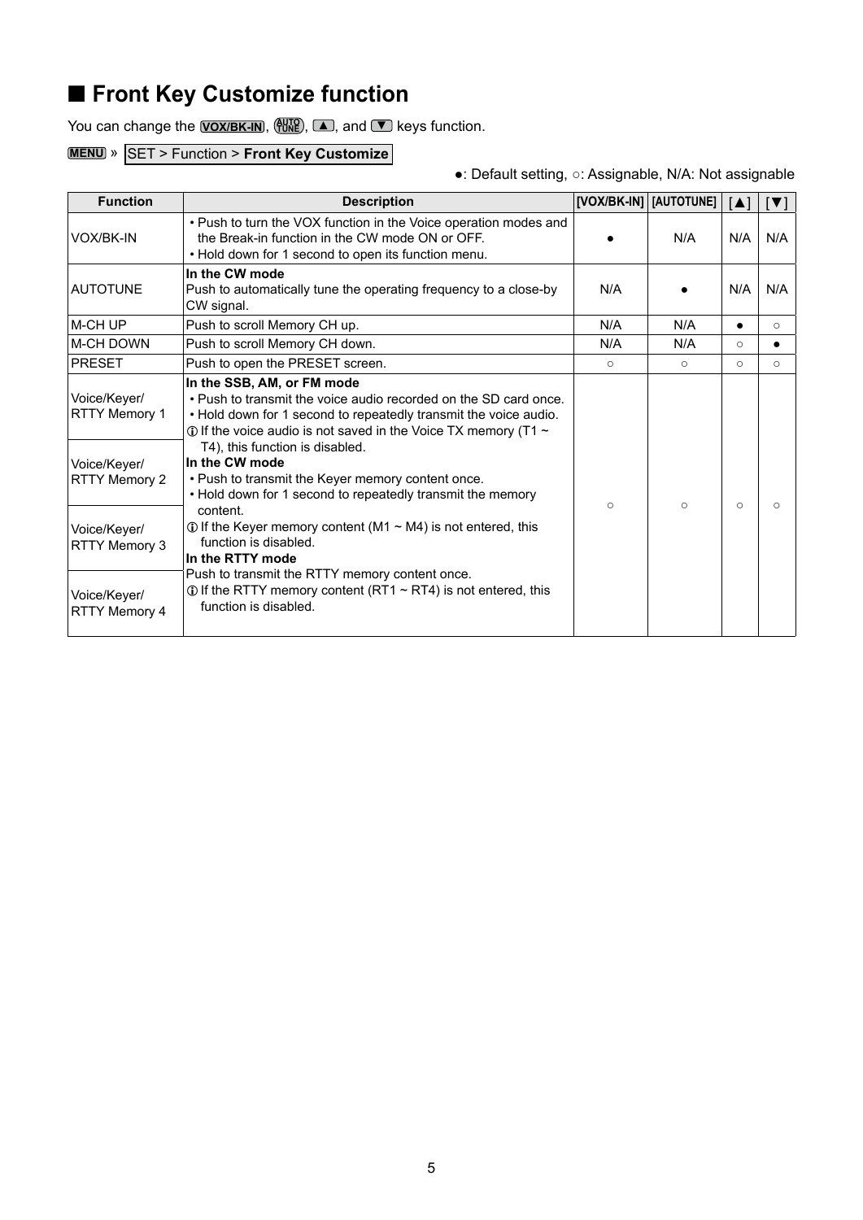## ■ Front Key Customize function

You can change the [VOX/BK-IN], [AUTO TUNE], [▲], and [▼] keys function.

MENU » SET > Function > **Front Key Customize**

●: Default setting, ○: Assignable, N/A: Not assignable

| Function | Description | [VOX/BK-IN] | [AUTOTUNE] | [▲] | [▼] |
|---|---|---|---|---|---|
| VOX/BK-IN | • Push to turn the VOX function in the Voice operation modes and the Break-in function in the CW mode ON or OFF.<br>• Hold down for 1 second to open its function menu. | ● | N/A | N/A | N/A |
| AUTOTUNE | **In the CW mode**<br>Push to automatically tune the operating frequency to a close-by CW signal. | N/A | ● | N/A | N/A |
| M-CH UP | Push to scroll Memory CH up. | N/A | N/A | ● | ○ |
| M-CH DOWN | Push to scroll Memory CH down. | N/A | N/A | ○ | ● |
| PRESET | Push to open the PRESET screen. | ○ | ○ | ○ | ○ |
| Voice/Keyer/ RTTY Memory 1<br>Voice/Keyer/ RTTY Memory 2<br>Voice/Keyer/ RTTY Memory 3<br>Voice/Keyer/ RTTY Memory 4 | **In the SSB, AM, or FM mode**<br>• Push to transmit the voice audio recorded on the SD card once.<br>• Hold down for 1 second to repeatedly transmit the voice audio.<br>ⓘ If the voice audio is not saved in the Voice TX memory (T1 ~ T4), this function is disabled.<br>**In the CW mode**<br>• Push to transmit the Keyer memory content once.<br>• Hold down for 1 second to repeatedly transmit the memory content.<br>ⓘ If the Keyer memory content (M1 ~ M4) is not entered, this function is disabled.<br>**In the RTTY mode**<br>Push to transmit the RTTY memory content once.<br>ⓘ If the RTTY memory content (RT1 ~ RT4) is not entered, this function is disabled. | ○ | ○ | ○ | ○ |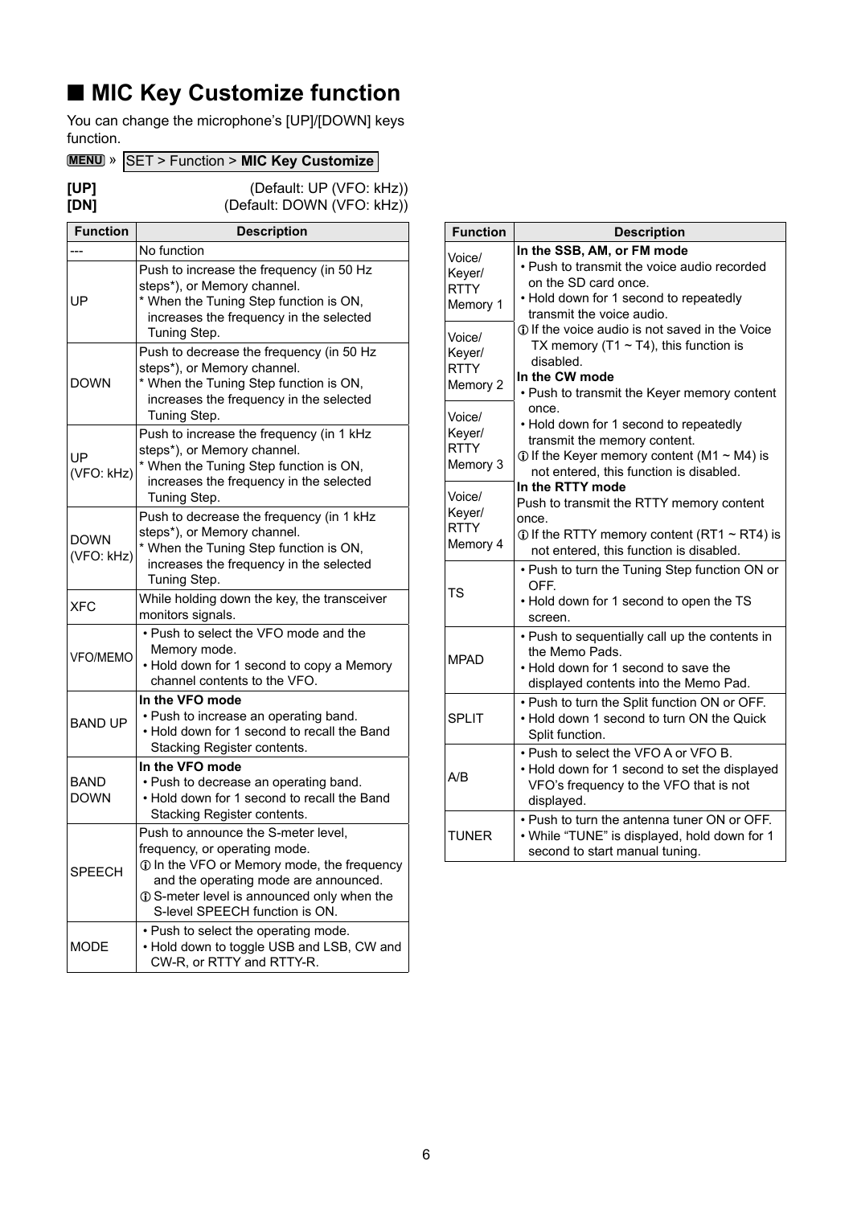## ■ MIC Key Customize function

You can change the microphone's [UP]/[DOWN] keys function.

MENU » SET > Function > **MIC Key Customize**

**[UP]** (Default: UP (VFO: kHz))
**[DN]** (Default: DOWN (VFO: kHz))

| Function | Description |
|---|---|
| --- | No function |
| UP | Push to increase the frequency (in 50 Hz steps*), or Memory channel.<br>* When the Tuning Step function is ON, increases the frequency in the selected Tuning Step. |
| DOWN | Push to decrease the frequency (in 50 Hz steps*), or Memory channel.<br>* When the Tuning Step function is ON, increases the frequency in the selected Tuning Step. |
| UP (VFO: kHz) | Push to increase the frequency (in 1 kHz steps*), or Memory channel.<br>* When the Tuning Step function is ON, increases the frequency in the selected Tuning Step. |
| DOWN (VFO: kHz) | Push to decrease the frequency (in 1 kHz steps*), or Memory channel.<br>* When the Tuning Step function is ON, increases the frequency in the selected Tuning Step. |
| XFC | While holding down the key, the transceiver monitors signals. |
| VFO/MEMO | • Push to select the VFO mode and the Memory mode.<br>• Hold down for 1 second to copy a Memory channel contents to the VFO. |
| BAND UP | **In the VFO mode**<br>• Push to increase an operating band.<br>• Hold down for 1 second to recall the Band Stacking Register contents. |
| BAND DOWN | **In the VFO mode**<br>• Push to decrease an operating band.<br>• Hold down for 1 second to recall the Band Stacking Register contents. |
| SPEECH | Push to announce the S-meter level, frequency, or operating mode.<br>ⓘ In the VFO or Memory mode, the frequency and the operating mode are announced.<br>ⓘ S-meter level is announced only when the S-level SPEECH function is ON. |
| MODE | • Push to select the operating mode.<br>• Hold down to toggle USB and LSB, CW and CW-R, or RTTY and RTTY-R. |

| Function | Description |
|---|---|
| Voice/ Keyer/ RTTY Memory 1<br>Voice/ Keyer/ RTTY Memory 2<br>Voice/ Keyer/ RTTY Memory 3<br>Voice/ Keyer/ RTTY Memory 4 | **In the SSB, AM, or FM mode**<br>• Push to transmit the voice audio recorded on the SD card once.<br>• Hold down for 1 second to repeatedly transmit the voice audio.<br>ⓘ If the voice audio is not saved in the Voice TX memory (T1 ~ T4), this function is disabled.<br>**In the CW mode**<br>• Push to transmit the Keyer memory content once.<br>• Hold down for 1 second to repeatedly transmit the memory content.<br>ⓘ If the Keyer memory content (M1 ~ M4) is not entered, this function is disabled.<br>**In the RTTY mode**<br>Push to transmit the RTTY memory content once.<br>ⓘ If the RTTY memory content (RT1 ~ RT4) is not entered, this function is disabled. |
| TS | • Push to turn the Tuning Step function ON or OFF.<br>• Hold down for 1 second to open the TS screen. |
| MPAD | • Push to sequentially call up the contents in the Memo Pads.<br>• Hold down for 1 second to save the displayed contents into the Memo Pad. |
| SPLIT | • Push to turn the Split function ON or OFF.<br>• Hold down 1 second to turn ON the Quick Split function. |
| A/B | • Push to select the VFO A or VFO B.<br>• Hold down for 1 second to set the displayed VFO's frequency to the VFO that is not displayed. |
| TUNER | • Push to turn the antenna tuner ON or OFF.<br>• While "TUNE" is displayed, hold down for 1 second to start manual tuning. |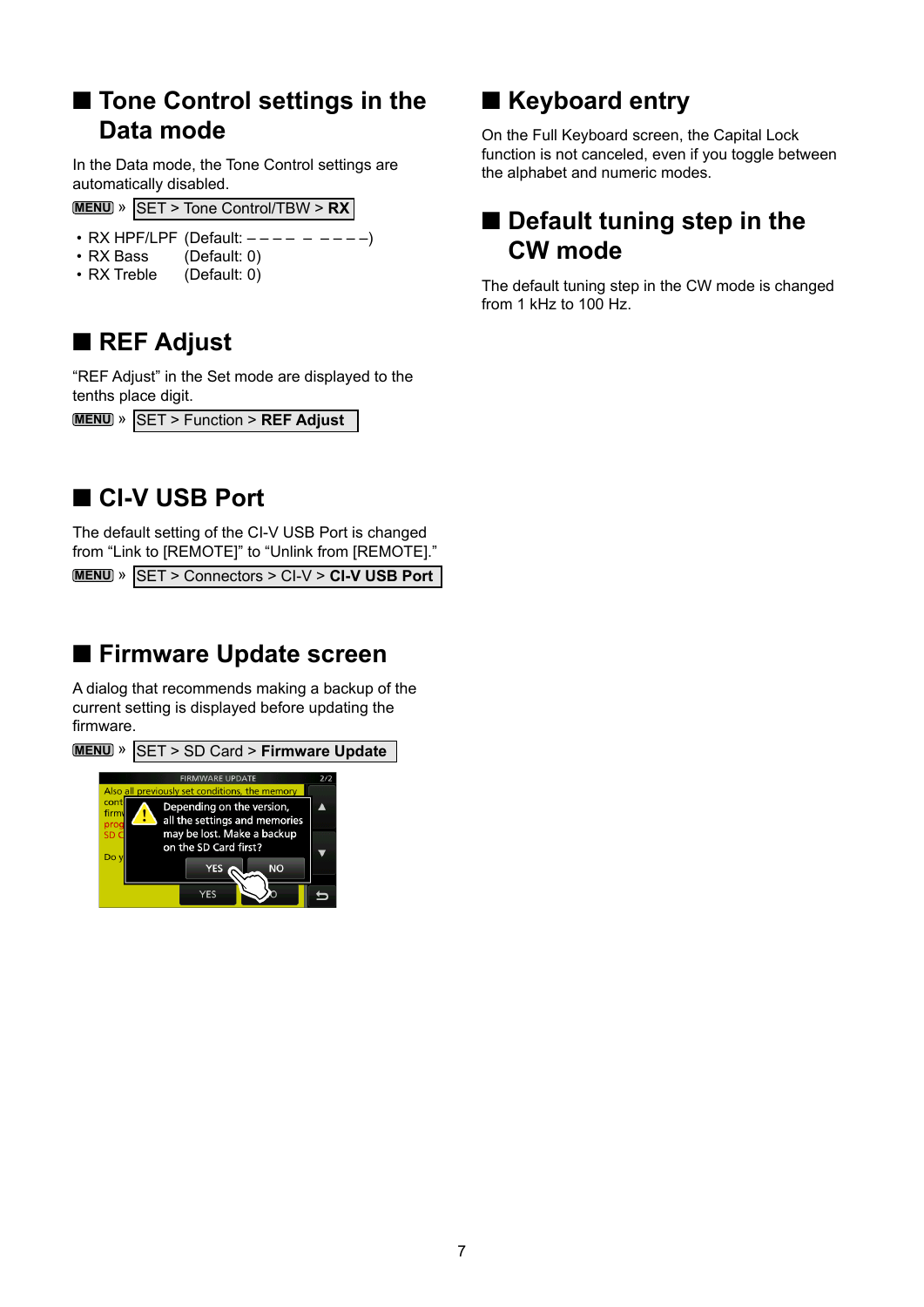## ■ Tone Control settings in the Data mode

In the Data mode, the Tone Control settings are automatically disabled.

MENU » SET > Tone Control/TBW > **RX**

- RX HPF/LPF (Default: – – – – – – – – –)
- RX Bass (Default: 0)
- RX Treble (Default: 0)

## ■ REF Adjust

"REF Adjust" in the Set mode are displayed to the tenths place digit.

MENU » SET > Function > **REF Adjust**

## ■ CI-V USB Port

The default setting of the CI-V USB Port is changed from "Link to [REMOTE]" to "Unlink from [REMOTE]."

MENU » SET > Connectors > CI-V > **CI-V USB Port**

## ■ Firmware Update screen

A dialog that recommends making a backup of the current setting is displayed before updating the firmware.

MENU » SET > SD Card > **Firmware Update**

## ■ Keyboard entry

On the Full Keyboard screen, the Capital Lock function is not canceled, even if you toggle between the alphabet and numeric modes.

## ■ Default tuning step in the CW mode

The default tuning step in the CW mode is changed from 1 kHz to 100 Hz.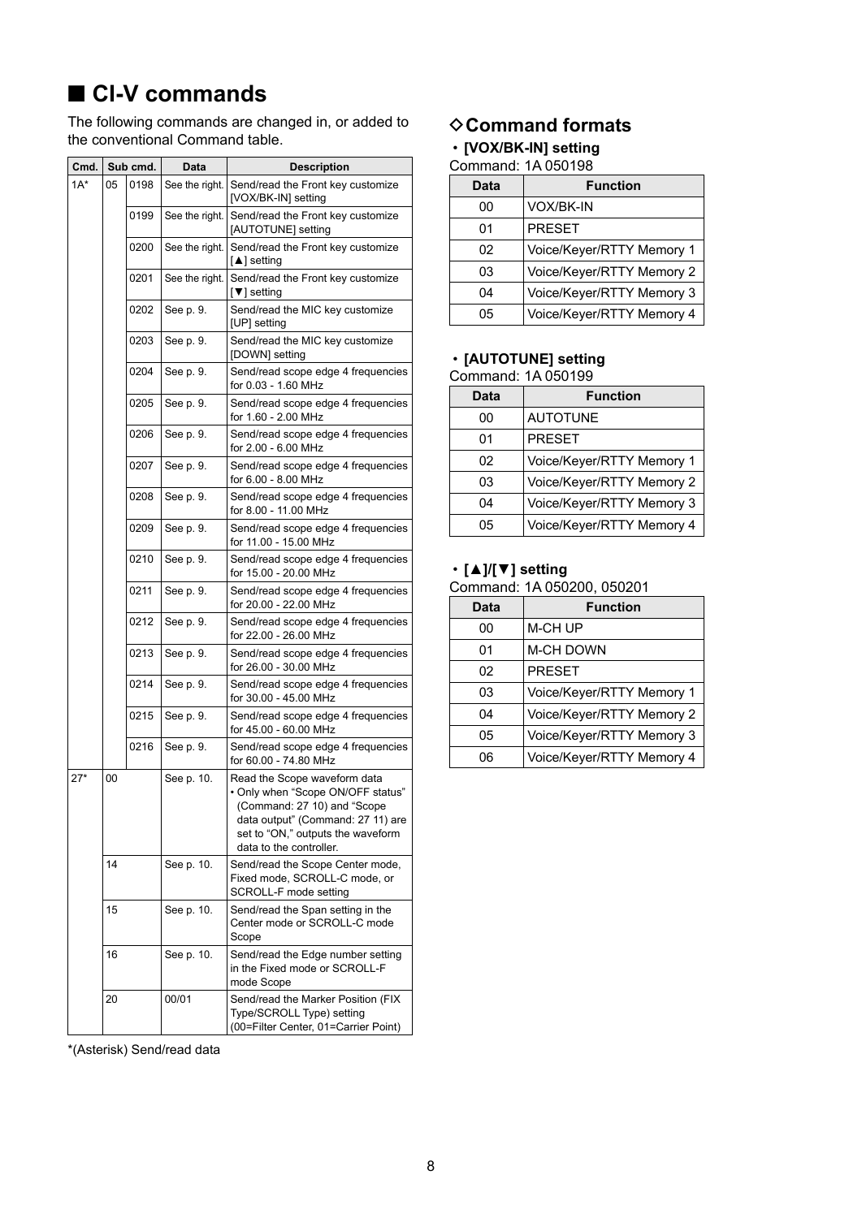# ■ CI-V commands

The following commands are changed in, or added to the conventional Command table.

| Cmd. | Sub cmd. | | Data | Description |
|---|---|---|---|---|
| 1A* | 05 | 0198 | See the right. | Send/read the Front key customize [VOX/BK-IN] setting |
| | | 0199 | See the right. | Send/read the Front key customize [AUTOTUNE] setting |
| | | 0200 | See the right. | Send/read the Front key customize [▲] setting |
| | | 0201 | See the right. | Send/read the Front key customize [▼] setting |
| | | 0202 | See p. 9. | Send/read the MIC key customize [UP] setting |
| | | 0203 | See p. 9. | Send/read the MIC key customize [DOWN] setting |
| | | 0204 | See p. 9. | Send/read scope edge 4 frequencies for 0.03 - 1.60 MHz |
| | | 0205 | See p. 9. | Send/read scope edge 4 frequencies for 1.60 - 2.00 MHz |
| | | 0206 | See p. 9. | Send/read scope edge 4 frequencies for 2.00 - 6.00 MHz |
| | | 0207 | See p. 9. | Send/read scope edge 4 frequencies for 6.00 - 8.00 MHz |
| | | 0208 | See p. 9. | Send/read scope edge 4 frequencies for 8.00 - 11.00 MHz |
| | | 0209 | See p. 9. | Send/read scope edge 4 frequencies for 11.00 - 15.00 MHz |
| | | 0210 | See p. 9. | Send/read scope edge 4 frequencies for 15.00 - 20.00 MHz |
| | | 0211 | See p. 9. | Send/read scope edge 4 frequencies for 20.00 - 22.00 MHz |
| | | 0212 | See p. 9. | Send/read scope edge 4 frequencies for 22.00 - 26.00 MHz |
| | | 0213 | See p. 9. | Send/read scope edge 4 frequencies for 26.00 - 30.00 MHz |
| | | 0214 | See p. 9. | Send/read scope edge 4 frequencies for 30.00 - 45.00 MHz |
| | | 0215 | See p. 9. | Send/read scope edge 4 frequencies for 45.00 - 60.00 MHz |
| | | 0216 | See p. 9. | Send/read scope edge 4 frequencies for 60.00 - 74.80 MHz |
| 27* | 00 | | See p. 10. | Read the Scope waveform data • Only when "Scope ON/OFF status" (Command: 27 10) and "Scope data output" (Command: 27 11) are set to "ON," outputs the waveform data to the controller. |
| | 14 | | See p. 10. | Send/read the Scope Center mode, Fixed mode, SCROLL-C mode, or SCROLL-F mode setting |
| | 15 | | See p. 10. | Send/read the Span setting in the Center mode or SCROLL-C mode Scope |
| | 16 | | See p. 10. | Send/read the Edge number setting in the Fixed mode or SCROLL-F mode Scope |
| | 20 | | 00/01 | Send/read the Marker Position (FIX Type/SCROLL Type) setting (00=Filter Center, 01=Carrier Point) |

*(Asterisk) Send/read data

## ◇Command formats

**• [VOX/BK-IN] setting**

Command: 1A 050198

| Data | Function |
|---|---|
| 00 | VOX/BK-IN |
| 01 | PRESET |
| 02 | Voice/Keyer/RTTY Memory 1 |
| 03 | Voice/Keyer/RTTY Memory 2 |
| 04 | Voice/Keyer/RTTY Memory 3 |
| 05 | Voice/Keyer/RTTY Memory 4 |

**• [AUTOTUNE] setting**

Command: 1A 050199

| Data | Function |
|---|---|
| 00 | AUTOTUNE |
| 01 | PRESET |
| 02 | Voice/Keyer/RTTY Memory 1 |
| 03 | Voice/Keyer/RTTY Memory 2 |
| 04 | Voice/Keyer/RTTY Memory 3 |
| 05 | Voice/Keyer/RTTY Memory 4 |

**• [▲]/[▼] setting**

Command: 1A 050200, 050201

| Data | Function |
|---|---|
| 00 | M-CH UP |
| 01 | M-CH DOWN |
| 02 | PRESET |
| 03 | Voice/Keyer/RTTY Memory 1 |
| 04 | Voice/Keyer/RTTY Memory 2 |
| 05 | Voice/Keyer/RTTY Memory 3 |
| 06 | Voice/Keyer/RTTY Memory 4 |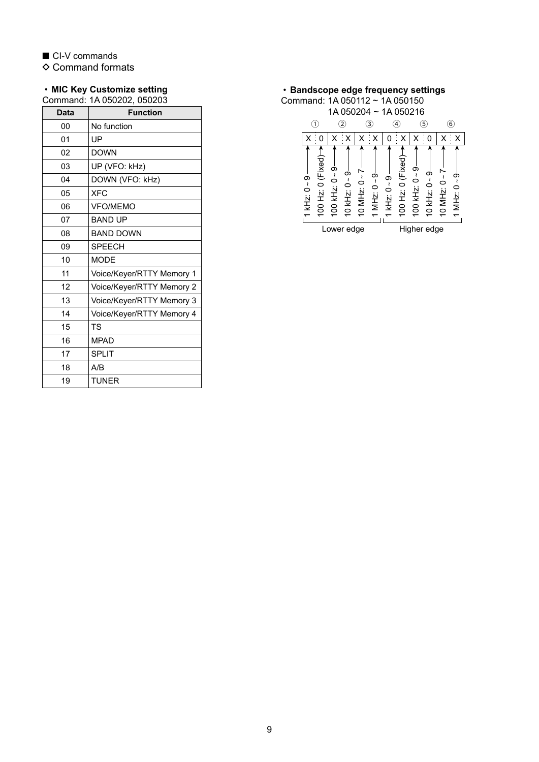■ CI-V commands

◇ Command formats

**・MIC Key Customize setting**

Command: 1A 050202, 050203

| Data | Function |
|---|---|
| 00 | No function |
| 01 | UP |
| 02 | DOWN |
| 03 | UP (VFO: kHz) |
| 04 | DOWN (VFO: kHz) |
| 05 | XFC |
| 06 | VFO/MEMO |
| 07 | BAND UP |
| 08 | BAND DOWN |
| 09 | SPEECH |
| 10 | MODE |
| 11 | Voice/Keyer/RTTY Memory 1 |
| 12 | Voice/Keyer/RTTY Memory 2 |
| 13 | Voice/Keyer/RTTY Memory 3 |
| 14 | Voice/Keyer/RTTY Memory 4 |
| 15 | TS |
| 16 | MPAD |
| 17 | SPLIT |
| 18 | A/B |
| 19 | TUNER |

**・Bandscope edge frequency settings**

Command: 1A 050112 ~ 1A 050150
1A 050204 ~ 1A 050216

| | ① | | ② | | ③ | | ④ | | ⑤ | | ⑥ | |
|---|---|---|---|---|---|---|---|---|---|---|---|---|
| Data | X | 0 | X | X | X | X | 0 | X | X | 0 | X | X |
| Digit | 1 kHz: 0 ~ 9 | 100 Hz: 0 (Fixed) | 100 kHz: 0 ~ 9 | 10 kHz: 0 ~ 9 | 10 MHz: 0 ~ 7 | 1 MHz: 0 ~ 9 | 1 kHz: 0 ~ 9 | 100 Hz: 0 (Fixed) | 100 kHz: 0 ~ 9 | 10 kHz: 0 ~ 9 | 10 MHz: 0 ~ 7 | 1 MHz: 0 ~ 9 |
| | Lower edge | | | | | | Higher edge | | | | | |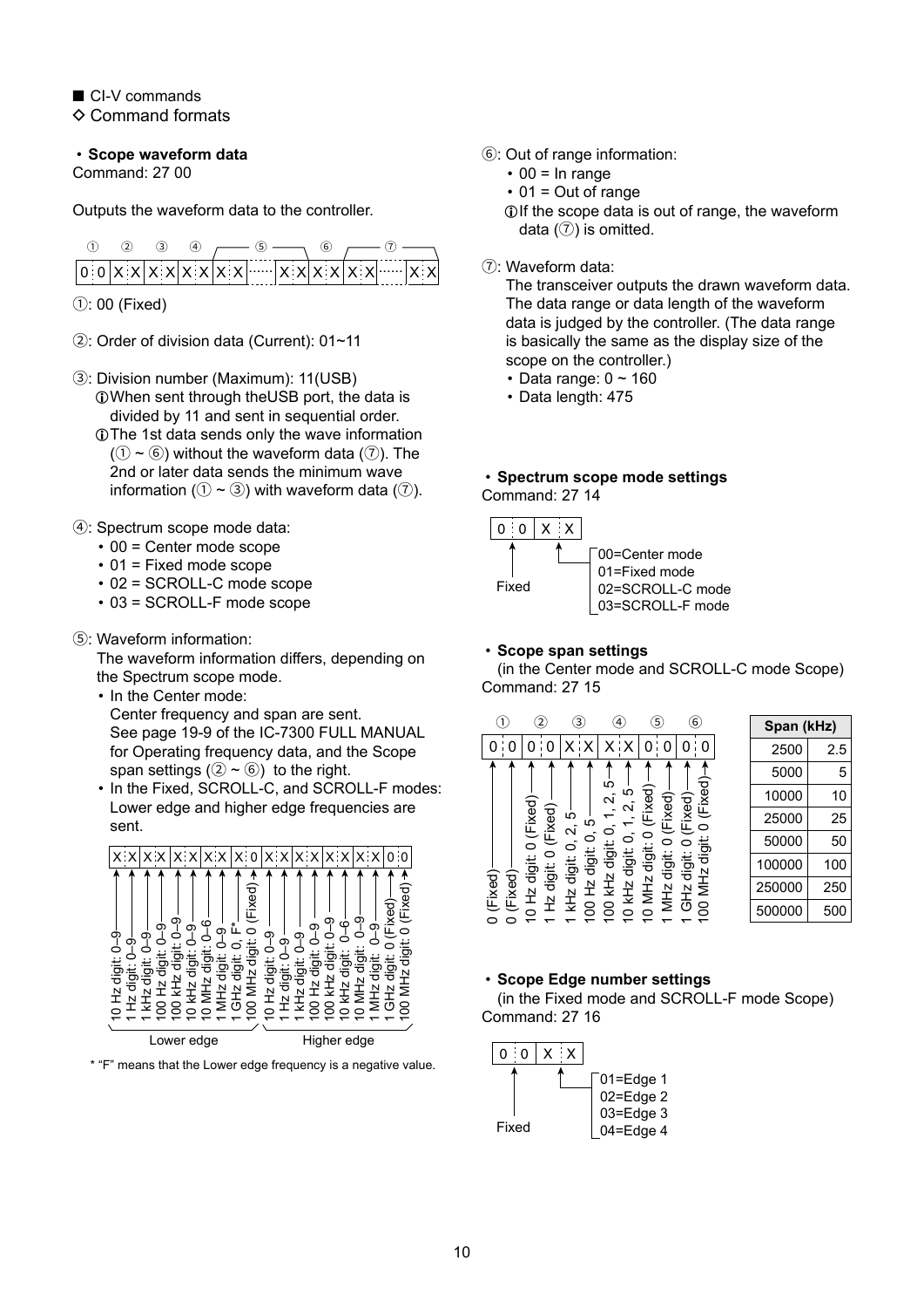■ CI-V commands

◇ Command formats

**・Scope waveform data**

Command: 27 00

Outputs the waveform data to the controller.

```
 ①   ②   ③   ④  ┌── ⑤ ──┐ ┌── ⑥ ──┐ ┌── ⑦ ──┐
|0:0|X:X|X:X|X:X|X:X|......|X:X|X:X|X:X|......|X:X|
```

①: 00 (Fixed)

②: Order of division data (Current): 01~11

③: Division number (Maximum): 11(USB)
- ⓘWhen sent through theUSB port, the data is divided by 11 and sent in sequential order.
- ⓘThe 1st data sends only the wave information (① ~ ⑥) without the waveform data (⑦). The 2nd or later data sends the minimum wave information (① ~ ③) with waveform data (⑦).

④: Spectrum scope mode data:
- 00 = Center mode scope
- 01 = Fixed mode scope
- 02 = SCROLL-C mode scope
- 03 = SCROLL-F mode scope

⑤: Waveform information:

The waveform information differs, depending on the Spectrum scope mode.
- In the Center mode:
  Center frequency and span are sent.
  See page 19-9 of the IC-7300 FULL MANUAL for Operating frequency data, and the Scope span settings (② ~ ⑥) to the right.
- In the Fixed, SCROLL-C, and SCROLL-F modes:
  Lower edge and higher edge frequencies are sent.

```
|X:X|X:X|X:X|X:X|X:0|X:X|X:X|X:X|X:X|0:0|
```

Lower edge:
- 10 Hz digit: 0–9
- 1 Hz digit: 0–9
- 1 kHz digit: 0–9
- 100 Hz digit: 0–9
- 100 kHz digit: 0–9
- 10 kHz digit: 0–9
- 10 MHz digit: 0–6
- 1 MHz digit: 0–9
- 1 GHz digit: 0, F*
- 100 MHz digit: 0 (Fixed)

Higher edge:
- 10 Hz digit: 0–9
- 1 Hz digit: 0–9
- 1 kHz digit: 0–9
- 100 Hz digit: 0–9
- 100 kHz digit: 0–9
- 10 kHz digit: 0–6
- 10 MHz digit: 0–9
- 1 MHz digit: 0–9
- 1 GHz digit: 0 (Fixed)
- 100 MHz digit: 0 (Fixed)

* "F" means that the Lower edge frequency is a negative value.

⑥: Out of range information:
- 00 = In range
- 01 = Out of range

ⓘIf the scope data is out of range, the waveform data (⑦) is omitted.

⑦: Waveform data:

The transceiver outputs the drawn waveform data. The data range or data length of the waveform data is judged by the controller. (The data range is basically the same as the display size of the scope on the controller.)
- Data range: 0 ~ 160
- Data length: 475

**・Spectrum scope mode settings**

Command: 27 14

```
|0:0|X:X|
```

- 0 0: Fixed
- X X:
  - 00=Center mode
  - 01=Fixed mode
  - 02=SCROLL-C mode
  - 03=SCROLL-F mode

**・Scope span settings**

(in the Center mode and SCROLL-C mode Scope)

Command: 27 15

```
 ①   ②   ③   ④   ⑤   ⑥
|0:0|0:0|X:X|X:X|0:0|0:0|
```

- ① 0 (Fixed), 0 (Fixed)
- ② 10 Hz digit: 0 (Fixed), 1 Hz digit: 0 (Fixed)
- ③ 1 kHz digit: 0, 2, 5; 100 Hz digit: 0, 5
- ④ 100 kHz digit: 0, 1, 2, 5; 10 kHz digit: 0, 1, 2, 5
- ⑤ 10 MHz digit: 0 (Fixed), 1 MHz digit: 0 (Fixed)
- ⑥ 1 GHz digit: 0 (Fixed), 100 MHz digit: 0 (Fixed)

| Span (kHz) | |
|---|---|
| 2500 | 2.5 |
| 5000 | 5 |
| 10000 | 10 |
| 25000 | 25 |
| 50000 | 50 |
| 100000 | 100 |
| 250000 | 250 |
| 500000 | 500 |

**・Scope Edge number settings**

(in the Fixed mode and SCROLL-F mode Scope)

Command: 27 16

```
|0:0|X:X|
```

- 0 0: Fixed
- X X:
  - 01=Edge 1
  - 02=Edge 2
  - 03=Edge 3
  - 04=Edge 4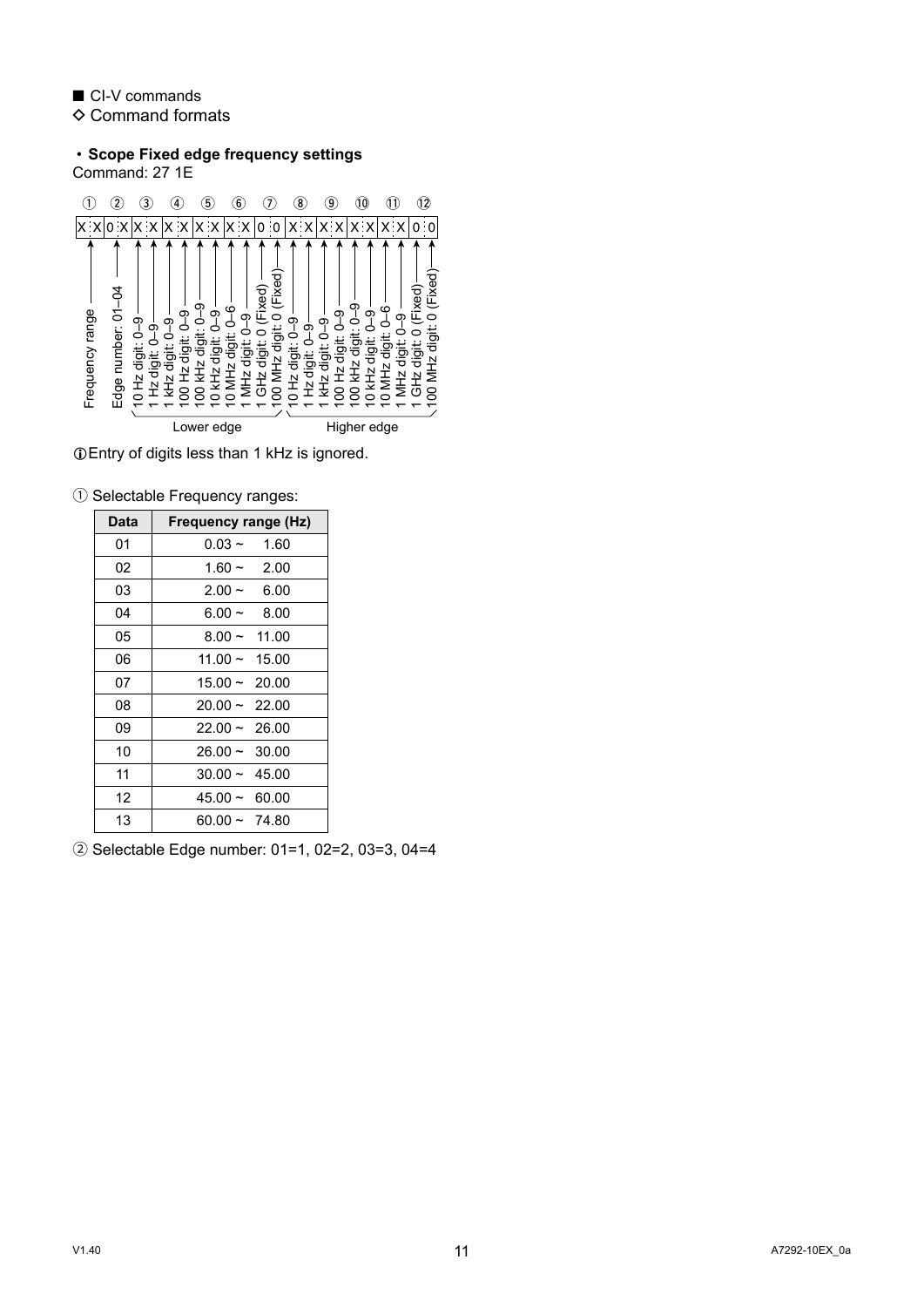■ CI-V commands

◇ Command formats

・**Scope Fixed edge frequency settings**

Command: 27 1E

| ① | ② | ③ | ④ | ⑤ | ⑥ | ⑦ | ⑧ | ⑨ | ⑩ | ⑪ | ⑫ |
|---|---|---|---|---|---|---|---|---|---|---|---|
| X X | 0 X | X X | X X | X X | X X | 0 0 | X X | X X | X X | X X | 0 0 |

- ① Frequency range
- ② Edge number: 01–04
- Lower edge:
  - ③ 10 Hz digit: 0–9 / 1 Hz digit: 0–9
  - ④ 1 kHz digit: 0–9 / 100 Hz digit: 0–9
  - ⑤ 100 kHz digit: 0–9 / 10 kHz digit: 0–9
  - ⑥ 10 MHz digit: 0–6 / 1 MHz digit: 0–9
  - ⑦ 1 GHz digit: 0 (Fixed) / 100 MHz digit: 0 (Fixed)
- Higher edge:
  - ⑧ 10 Hz digit: 0–9 / 1 Hz digit: 0–9
  - ⑨ 1 kHz digit: 0–9 / 100 Hz digit: 0–9
  - ⑩ 100 kHz digit: 0–9 / 10 kHz digit: 0–9
  - ⑪ 10 MHz digit: 0–6 / 1 MHz digit: 0–9
  - ⑫ 1 GHz digit: 0 (Fixed) / 100 MHz digit: 0 (Fixed)

ⓘEntry of digits less than 1 kHz is ignored.

① Selectable Frequency ranges:

| Data | Frequency range (Hz) |
|---|---|
| 01 | 0.03 ~ 1.60 |
| 02 | 1.60 ~ 2.00 |
| 03 | 2.00 ~ 6.00 |
| 04 | 6.00 ~ 8.00 |
| 05 | 8.00 ~ 11.00 |
| 06 | 11.00 ~ 15.00 |
| 07 | 15.00 ~ 20.00 |
| 08 | 20.00 ~ 22.00 |
| 09 | 22.00 ~ 26.00 |
| 10 | 26.00 ~ 30.00 |
| 11 | 30.00 ~ 45.00 |
| 12 | 45.00 ~ 60.00 |
| 13 | 60.00 ~ 74.80 |

② Selectable Edge number: 01=1, 02=2, 03=3, 04=4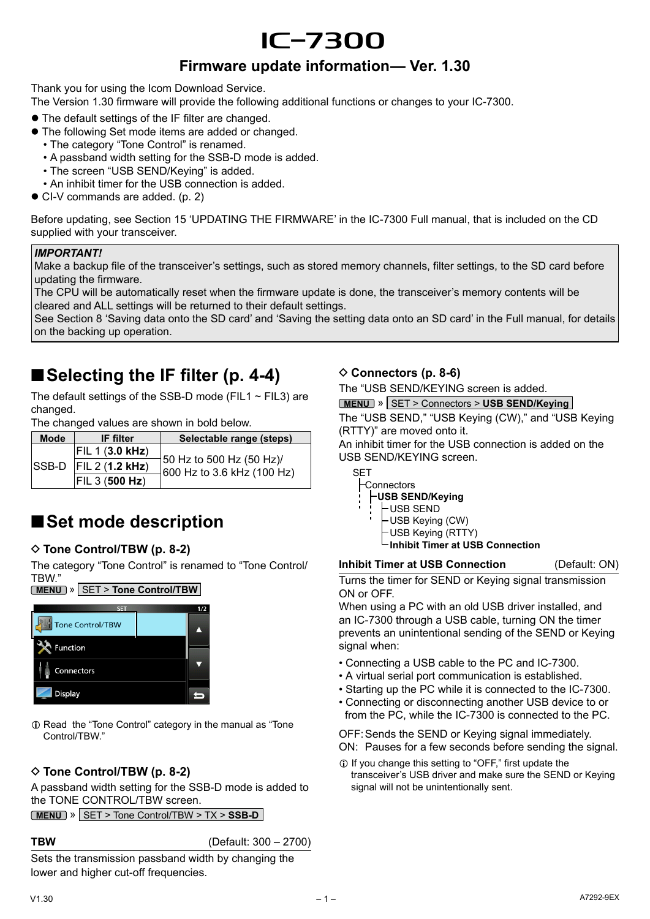# IC-7300

## Firmware update information— Ver. 1.30

Thank you for using the Icom Download Service.
The Version 1.30 firmware will provide the following additional functions or changes to your IC-7300.

- The default settings of the IF filter are changed.
- The following Set mode items are added or changed.
  - The category “Tone Control” is renamed.
  - A passband width setting for the SSB-D mode is added.
  - The screen “USB SEND/Keying” is added.
  - An inhibit timer for the USB connection is added.
- CI-V commands are added. (p. 2)

Before updating, see Section 15 ‘UPDATING THE FIRMWARE’ in the IC-7300 Full manual, that is included on the CD supplied with your transceiver.

***IMPORTANT!***
Make a backup file of the transceiver’s settings, such as stored memory channels, filter settings, to the SD card before updating the firmware.
The CPU will be automatically reset when the firmware update is done, the transceiver’s memory contents will be cleared and ALL settings will be returned to their default settings.
See Section 8 ‘Saving data onto the SD card’ and ‘Saving the setting data onto an SD card’ in the Full manual, for details on the backing up operation.

## ■Selecting the IF filter (p. 4-4)

The default settings of the SSB-D mode (FIL1 ~ FIL3) are changed.
The changed values are shown in bold below.

| Mode | IF filter | Selectable range (steps) |
|---|---|---|
| SSB-D | FIL 1 (**3.0 kHz**) | 50 Hz to 500 Hz (50 Hz)/ 600 Hz to 3.6 kHz (100 Hz) |
| | FIL 2 (**1.2 kHz**) | |
| | FIL 3 (**500 Hz**) | |

## ■Set mode description

### ◇ Tone Control/TBW (p. 8-2)

The category “Tone Control” is renamed to “Tone Control/TBW.”

MENU » SET > **Tone Control/TBW**

SET 1/2: Tone Control/TBW, Function, Connectors, Display

ⓘ Read the “Tone Control” category in the manual as “Tone Control/TBW.”

### ◇ Tone Control/TBW (p. 8-2)

A passband width setting for the SSB-D mode is added to the TONE CONTROL/TBW screen.

MENU » SET > Tone Control/TBW > TX > **SSB-D**

**TBW** (Default: 300 – 2700)

Sets the transmission passband width by changing the lower and higher cut-off frequencies.

### ◇ Connectors (p. 8-6)

The “USB SEND/KEYING screen is added.

MENU » SET > Connectors > **USB SEND/Keying**

The “USB SEND,” “USB Keying (CW),” and “USB Keying (RTTY)” are moved onto it.
An inhibit timer for the USB connection is added on the USB SEND/KEYING screen.

```
SET
├Connectors
┆ ├USB SEND/Keying
┆ ┆ ├USB SEND
┆ ┆ ├USB Keying (CW)
┆ ┆ ├USB Keying (RTTY)
┆ ┆ └Inhibit Timer at USB Connection
```

**Inhibit Timer at USB Connection** (Default: ON)

Turns the timer for SEND or Keying signal transmission ON or OFF.
When using a PC with an old USB driver installed, and an IC-7300 through a USB cable, turning ON the timer prevents an unintentional sending of the SEND or Keying signal when:

- Connecting a USB cable to the PC and IC-7300.
- A virtual serial port communication is established.
- Starting up the PC while it is connected to the IC-7300.
- Connecting or disconnecting another USB device to or from the PC, while the IC-7300 is connected to the PC.

OFF: Sends the SEND or Keying signal immediately.
ON: Pauses for a few seconds before sending the signal.

ⓘ If you change this setting to “OFF,” first update the transceiver’s USB driver and make sure the SEND or Keying signal will not be unintentionally sent.

V1.30 A7292-9EX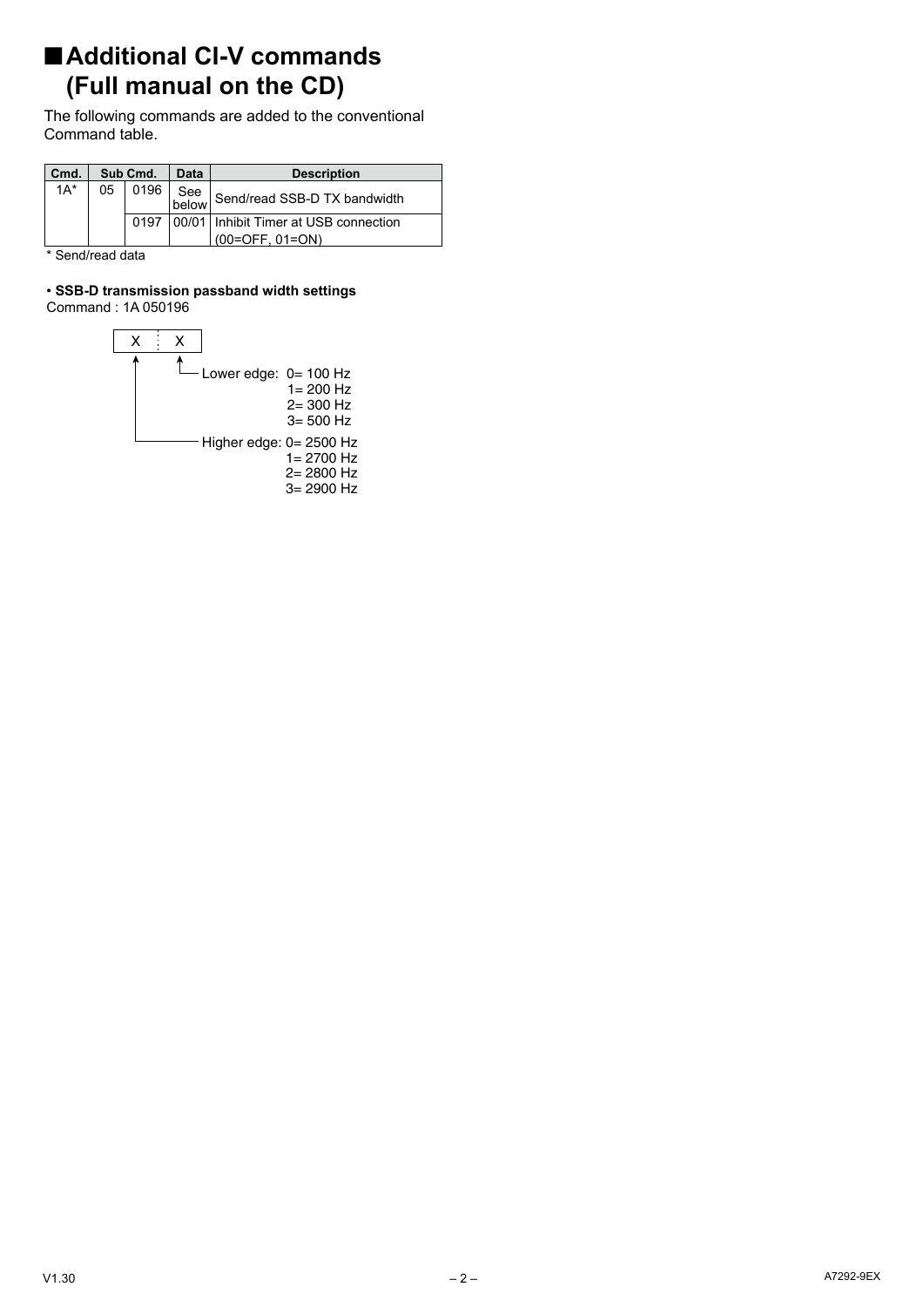## ■ Additional CI-V commands (Full manual on the CD)

The following commands are added to the conventional Command table.

| Cmd. | Sub Cmd. | | Data | Description |
|---|---|---|---|---|
| 1A* | 05 | 0196 | See below | Send/read SSB-D TX bandwidth |
| | | 0197 | 00/01 | Inhibit Timer at USB connection (00=OFF, 01=ON) |

\* Send/read data

• **SSB-D transmission passband width settings**
Command : 1A 050196

X X

Lower edge: 0= 100 Hz
1= 200 Hz
2= 300 Hz
3= 500 Hz

Higher edge: 0= 2500 Hz
1= 2700 Hz
2= 2800 Hz
3= 2900 Hz

V1.30

A7292-9EX